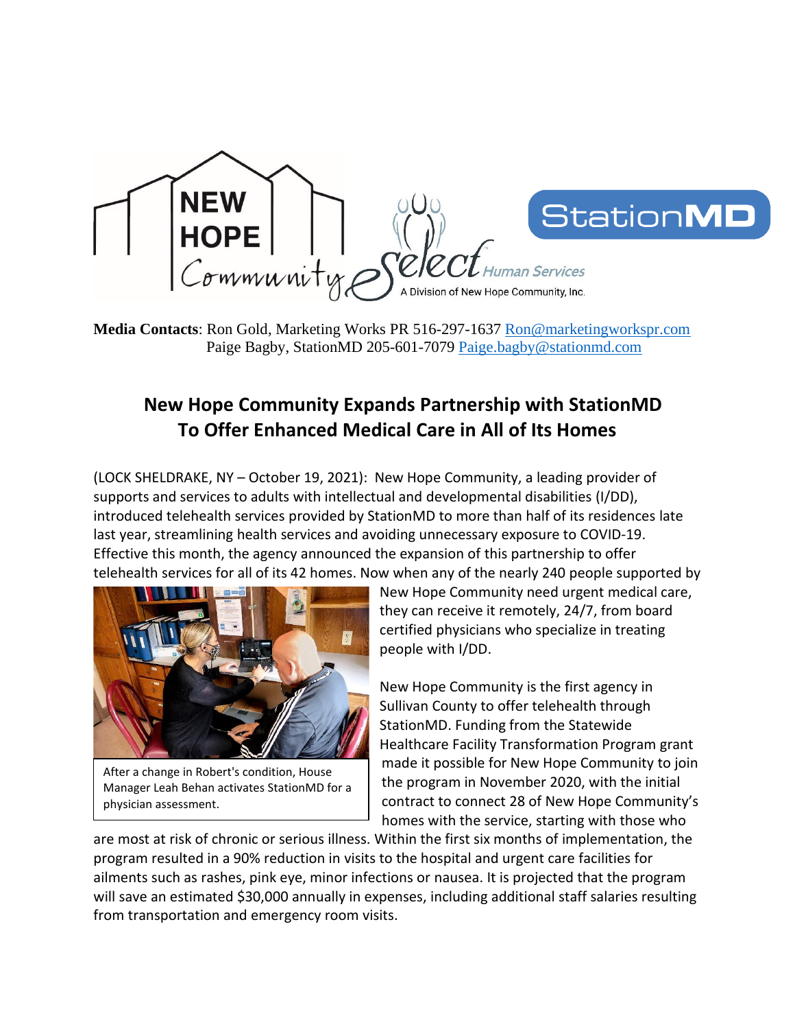**Media Contacts**: Ron Gold, Marketing Works PR 516-297-1637 Ron@marketingworkspr.com
Paige Bagby, StationMD 205-601-7079 Paige.bagby@stationmd.com

## New Hope Community Expands Partnership with StationMD To Offer Enhanced Medical Care in All of Its Homes

(LOCK SHELDRAKE, NY – October 19, 2021): New Hope Community, a leading provider of supports and services to adults with intellectual and developmental disabilities (I/DD), introduced telehealth services provided by StationMD to more than half of its residences late last year, streamlining health services and avoiding unnecessary exposure to COVID-19. Effective this month, the agency announced the expansion of this partnership to offer telehealth services for all of its 42 homes. Now when any of the nearly 240 people supported by New Hope Community need urgent medical care, they can receive it remotely, 24/7, from board certified physicians who specialize in treating people with I/DD.

After a change in Robert's condition, House Manager Leah Behan activates StationMD for a physician assessment.

New Hope Community is the first agency in Sullivan County to offer telehealth through StationMD. Funding from the Statewide Healthcare Facility Transformation Program grant made it possible for New Hope Community to join the program in November 2020, with the initial contract to connect 28 of New Hope Community's homes with the service, starting with those who are most at risk of chronic or serious illness. Within the first six months of implementation, the program resulted in a 90% reduction in visits to the hospital and urgent care facilities for ailments such as rashes, pink eye, minor infections or nausea. It is projected that the program will save an estimated $30,000 annually in expenses, including additional staff salaries resulting from transportation and emergency room visits.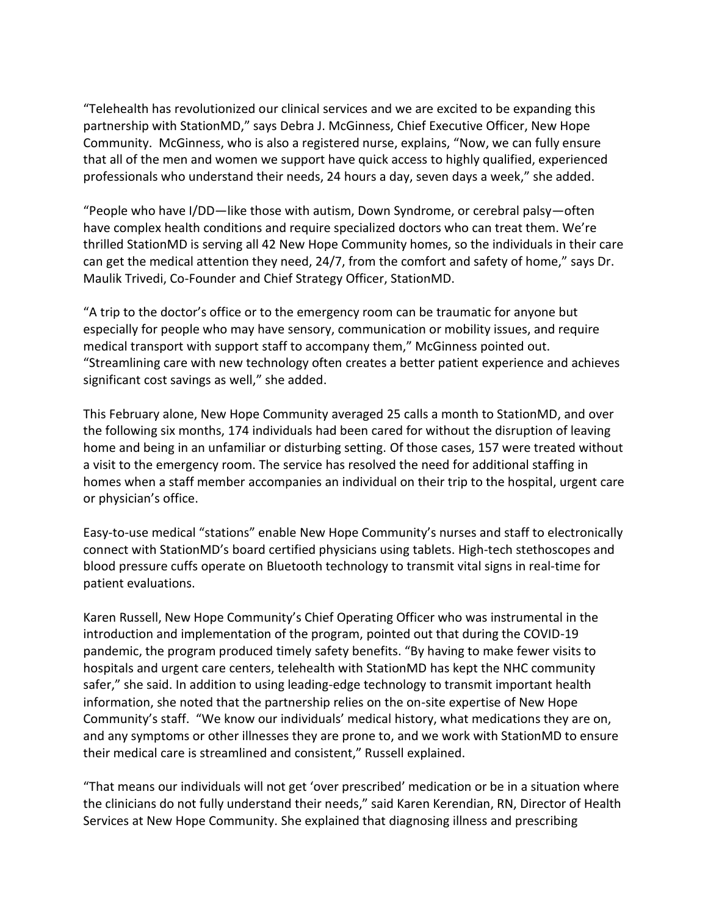“Telehealth has revolutionized our clinical services and we are excited to be expanding this partnership with StationMD,” says Debra J. McGinness, Chief Executive Officer, New Hope Community. McGinness, who is also a registered nurse, explains, “Now, we can fully ensure that all of the men and women we support have quick access to highly qualified, experienced professionals who understand their needs, 24 hours a day, seven days a week,” she added.

“People who have I/DD—like those with autism, Down Syndrome, or cerebral palsy—often have complex health conditions and require specialized doctors who can treat them. We’re thrilled StationMD is serving all 42 New Hope Community homes, so the individuals in their care can get the medical attention they need, 24/7, from the comfort and safety of home,” says Dr. Maulik Trivedi, Co-Founder and Chief Strategy Officer, StationMD.

“A trip to the doctor’s office or to the emergency room can be traumatic for anyone but especially for people who may have sensory, communication or mobility issues, and require medical transport with support staff to accompany them,” McGinness pointed out. “Streamlining care with new technology often creates a better patient experience and achieves significant cost savings as well,” she added.

This February alone, New Hope Community averaged 25 calls a month to StationMD, and over the following six months, 174 individuals had been cared for without the disruption of leaving home and being in an unfamiliar or disturbing setting. Of those cases, 157 were treated without a visit to the emergency room. The service has resolved the need for additional staffing in homes when a staff member accompanies an individual on their trip to the hospital, urgent care or physician’s office.

Easy-to-use medical “stations” enable New Hope Community’s nurses and staff to electronically connect with StationMD’s board certified physicians using tablets. High-tech stethoscopes and blood pressure cuffs operate on Bluetooth technology to transmit vital signs in real-time for patient evaluations.

Karen Russell, New Hope Community’s Chief Operating Officer who was instrumental in the introduction and implementation of the program, pointed out that during the COVID-19 pandemic, the program produced timely safety benefits. “By having to make fewer visits to hospitals and urgent care centers, telehealth with StationMD has kept the NHC community safer,” she said. In addition to using leading-edge technology to transmit important health information, she noted that the partnership relies on the on-site expertise of New Hope Community’s staff. “We know our individuals’ medical history, what medications they are on, and any symptoms or other illnesses they are prone to, and we work with StationMD to ensure their medical care is streamlined and consistent,” Russell explained.

“That means our individuals will not get ‘over prescribed’ medication or be in a situation where the clinicians do not fully understand their needs,” said Karen Kerendian, RN, Director of Health Services at New Hope Community. She explained that diagnosing illness and prescribing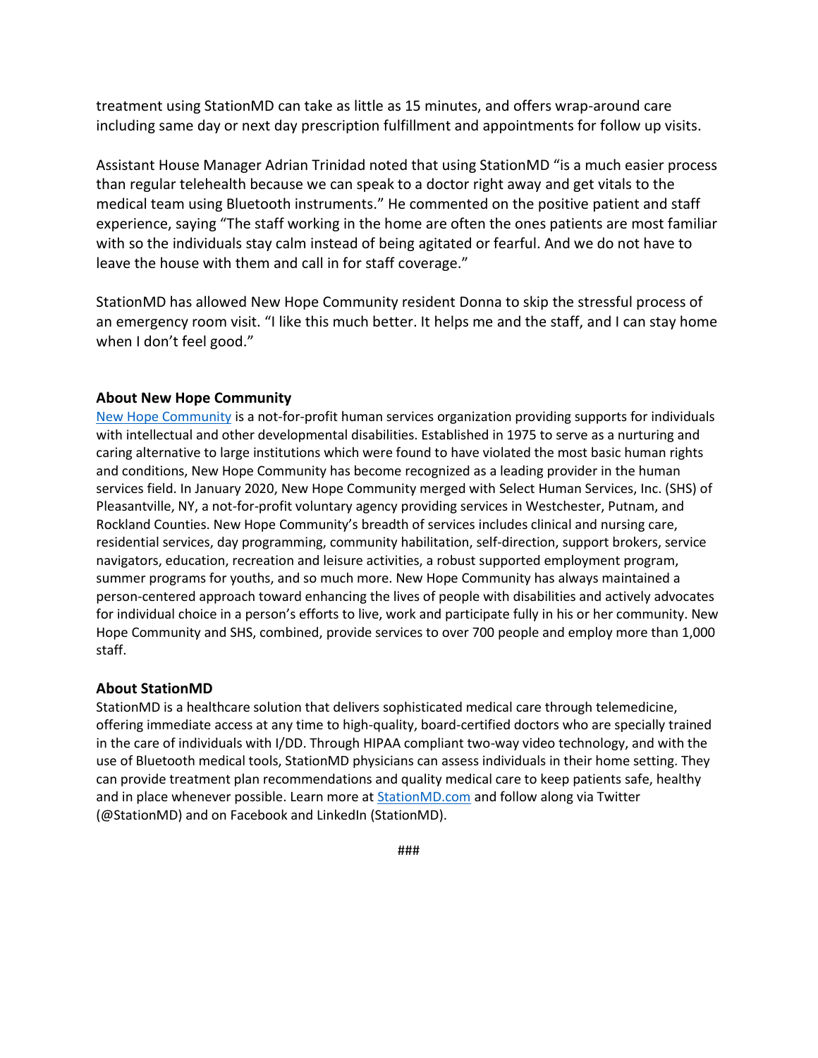treatment using StationMD can take as little as 15 minutes, and offers wrap-around care including same day or next day prescription fulfillment and appointments for follow up visits.

Assistant House Manager Adrian Trinidad noted that using StationMD "is a much easier process than regular telehealth because we can speak to a doctor right away and get vitals to the medical team using Bluetooth instruments." He commented on the positive patient and staff experience, saying "The staff working in the home are often the ones patients are most familiar with so the individuals stay calm instead of being agitated or fearful. And we do not have to leave the house with them and call in for staff coverage."

StationMD has allowed New Hope Community resident Donna to skip the stressful process of an emergency room visit. "I like this much better. It helps me and the staff, and I can stay home when I don't feel good."

**About New Hope Community**

[New Hope Community](New Hope Community) is a not-for-profit human services organization providing supports for individuals with intellectual and other developmental disabilities. Established in 1975 to serve as a nurturing and caring alternative to large institutions which were found to have violated the most basic human rights and conditions, New Hope Community has become recognized as a leading provider in the human services field. In January 2020, New Hope Community merged with Select Human Services, Inc. (SHS) of Pleasantville, NY, a not-for-profit voluntary agency providing services in Westchester, Putnam, and Rockland Counties. New Hope Community's breadth of services includes clinical and nursing care, residential services, day programming, community habilitation, self-direction, support brokers, service navigators, education, recreation and leisure activities, a robust supported employment program, summer programs for youths, and so much more. New Hope Community has always maintained a person-centered approach toward enhancing the lives of people with disabilities and actively advocates for individual choice in a person's efforts to live, work and participate fully in his or her community. New Hope Community and SHS, combined, provide services to over 700 people and employ more than 1,000 staff.

**About StationMD**

StationMD is a healthcare solution that delivers sophisticated medical care through telemedicine, offering immediate access at any time to high-quality, board-certified doctors who are specially trained in the care of individuals with I/DD. Through HIPAA compliant two-way video technology, and with the use of Bluetooth medical tools, StationMD physicians can assess individuals in their home setting. They can provide treatment plan recommendations and quality medical care to keep patients safe, healthy and in place whenever possible. Learn more at StationMD.com and follow along via Twitter (@StationMD) and on Facebook and LinkedIn (StationMD).

###